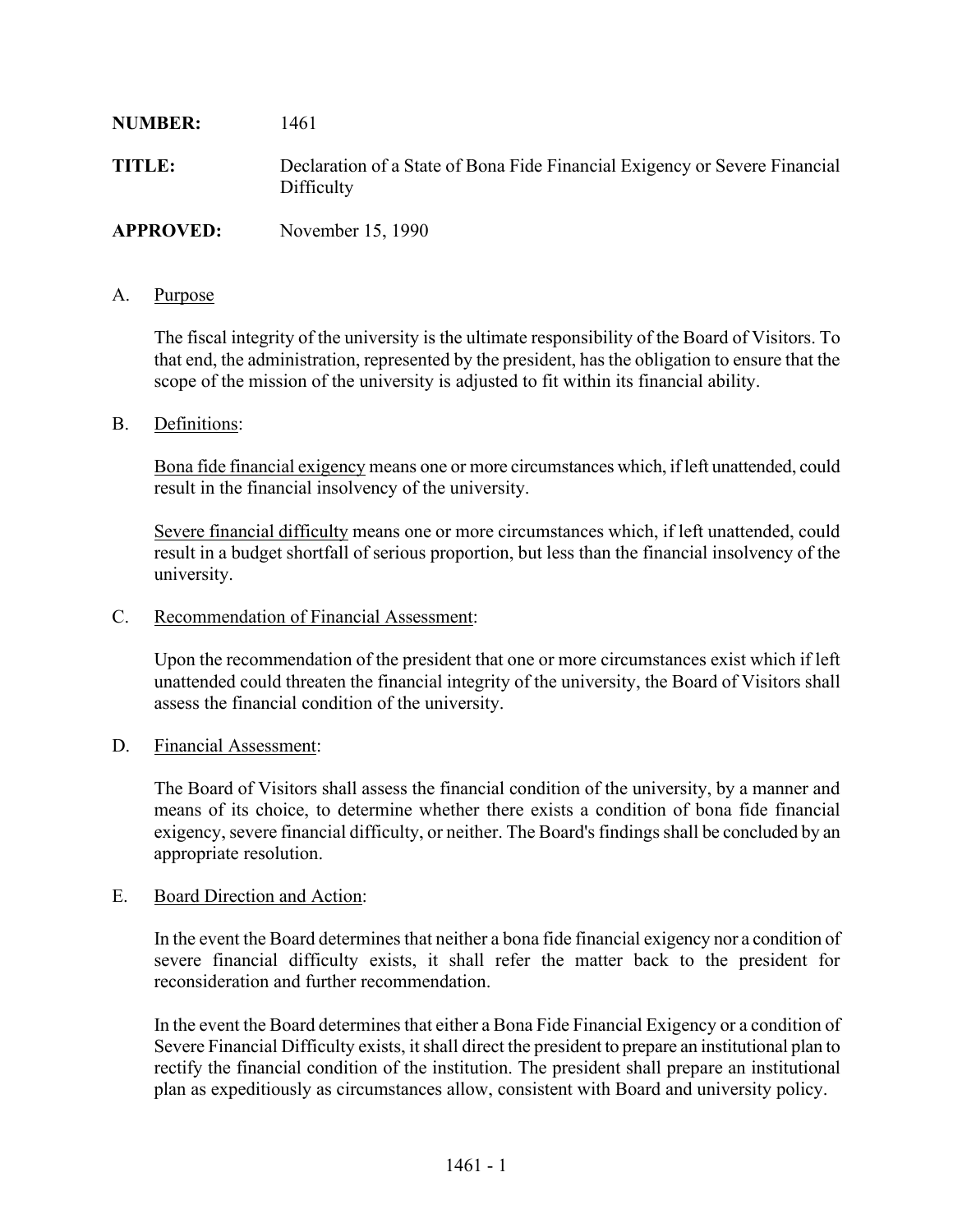**NUMBER:** 1461

**TITLE:** Declaration of a State of Bona Fide Financial Exigency or Severe Financial Difficulty

**APPROVED:** November 15, 1990

A. Purpose

The fiscal integrity of the university is the ultimate responsibility of the Board of Visitors. To that end, the administration, represented by the president, has the obligation to ensure that the scope of the mission of the university is adjusted to fit within its financial ability.

B. Definitions:

Bona fide financial exigency means one or more circumstances which, if left unattended, could result in the financial insolvency of the university.

Severe financial difficulty means one or more circumstances which, if left unattended, could result in a budget shortfall of serious proportion, but less than the financial insolvency of the university.

C. Recommendation of Financial Assessment:

Upon the recommendation of the president that one or more circumstances exist which if left unattended could threaten the financial integrity of the university, the Board of Visitors shall assess the financial condition of the university.

D. Financial Assessment:

The Board of Visitors shall assess the financial condition of the university, by a manner and means of its choice, to determine whether there exists a condition of bona fide financial exigency, severe financial difficulty, or neither. The Board's findings shall be concluded by an appropriate resolution.

E. Board Direction and Action:

In the event the Board determines that neither a bona fide financial exigency nor a condition of severe financial difficulty exists, it shall refer the matter back to the president for reconsideration and further recommendation.

In the event the Board determines that either a Bona Fide Financial Exigency or a condition of Severe Financial Difficulty exists, it shall direct the president to prepare an institutional plan to rectify the financial condition of the institution. The president shall prepare an institutional plan as expeditiously as circumstances allow, consistent with Board and university policy.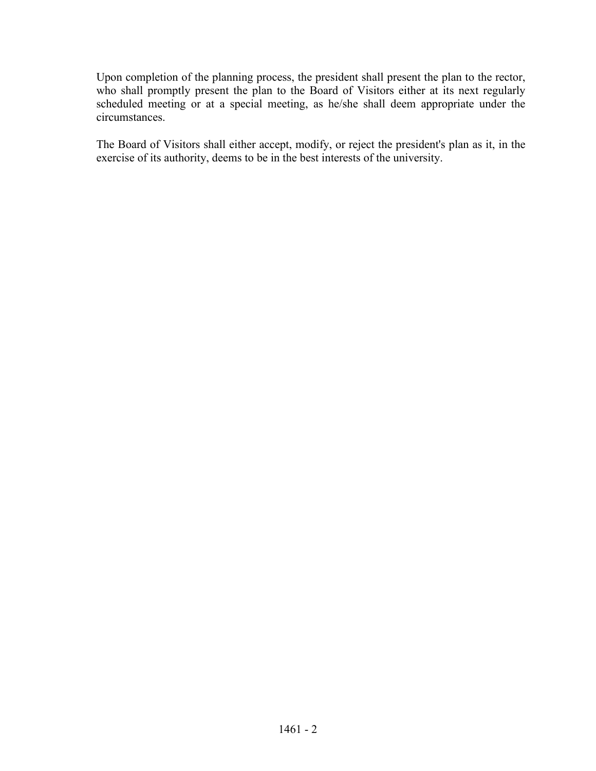Upon completion of the planning process, the president shall present the plan to the rector, who shall promptly present the plan to the Board of Visitors either at its next regularly scheduled meeting or at a special meeting, as he/she shall deem appropriate under the circumstances.

The Board of Visitors shall either accept, modify, or reject the president's plan as it, in the exercise of its authority, deems to be in the best interests of the university.